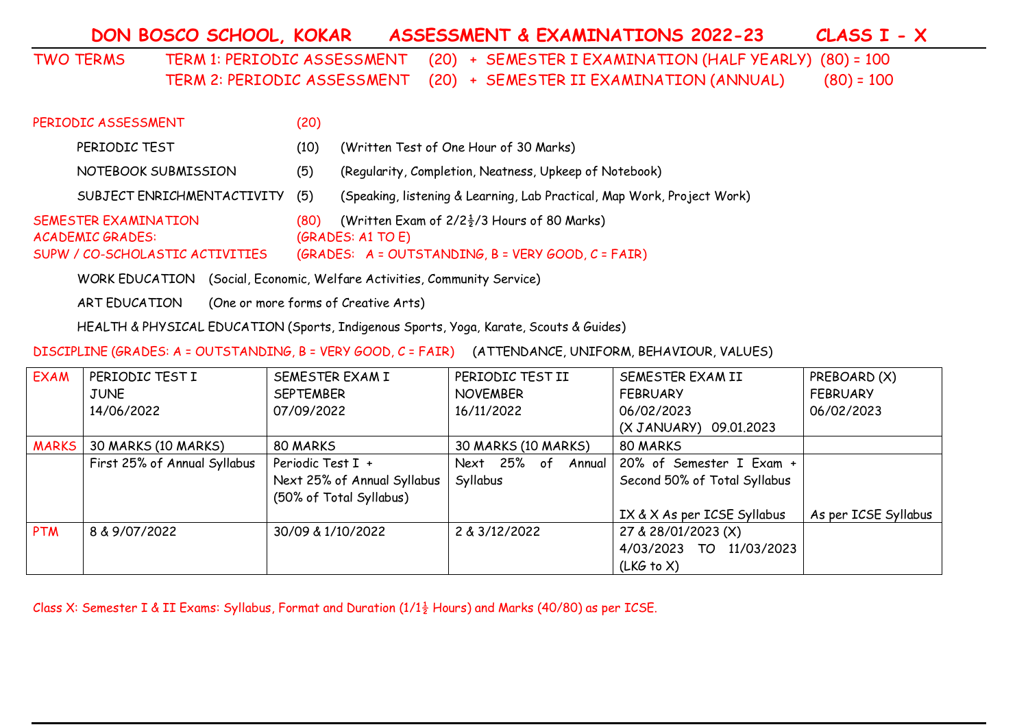# DON BOSCO SCHOOL, KOKAR ASSESSMENT & EXAMINATIONS 2022-23 CLASS I - X

TWO TERMS
- TERM 1: PERIODIC ASSESSMENT (20) + SEMESTER I EXAMINATION (HALF YEARLY) (80) = 100
- TERM 2: PERIODIC ASSESSMENT (20) + SEMESTER II EXAMINATION (ANNUAL) (80) = 100

PERIODIC ASSESSMENT (20)

- PERIODIC TEST (10) (Written Test of One Hour of 30 Marks)
- NOTEBOOK SUBMISSION (5) (Regularity, Completion, Neatness, Upkeep of Notebook)
- SUBJECT ENRICHMENTACTIVITY (5) (Speaking, listening & Learning, Lab Practical, Map Work, Project Work)

SEMESTER EXAMINATION (80) (Written Exam of 2/2½/3 Hours of 80 Marks)

ACADEMIC GRADES: (GRADES: A1 TO E)

SUPW / CO-SCHOLASTIC ACTIVITIES (GRADES: A = OUTSTANDING, B = VERY GOOD, C = FAIR)

- WORK EDUCATION (Social, Economic, Welfare Activities, Community Service)
- ART EDUCATION (One or more forms of Creative Arts)
- HEALTH & PHYSICAL EDUCATION (Sports, Indigenous Sports, Yoga, Karate, Scouts & Guides)

DISCIPLINE (GRADES: A = OUTSTANDING, B = VERY GOOD, C = FAIR) (ATTENDANCE, UNIFORM, BEHAVIOUR, VALUES)

| EXAM | PERIODIC TEST I<br>JUNE<br>14/06/2022 | SEMESTER EXAM I<br>SEPTEMBER<br>07/09/2022 | PERIODIC TEST II<br>NOVEMBER<br>16/11/2022 | SEMESTER EXAM II<br>FEBRUARY<br>06/02/2023<br>(X JANUARY) 09.01.2023 | PREBOARD (X)<br>FEBRUARY<br>06/02/2023 |
|---|---|---|---|---|---|
| MARKS | 30 MARKS (10 MARKS) | 80 MARKS | 30 MARKS (10 MARKS) | 80 MARKS | |
| | First 25% of Annual Syllabus | Periodic Test I +<br>Next 25% of Annual Syllabus<br>(50% of Total Syllabus) | Next 25% of Annual Syllabus | 20% of Semester I Exam +<br>Second 50% of Total Syllabus<br><br>IX & X As per ICSE Syllabus | As per ICSE Syllabus |
| PTM | 8 & 9/07/2022 | 30/09 & 1/10/2022 | 2 & 3/12/2022 | 27 & 28/01/2023 (X)<br>4/03/2023 TO 11/03/2023<br>(LKG to X) | |

Class X: Semester I & II Exams: Syllabus, Format and Duration (1/1½ Hours) and Marks (40/80) as per ICSE.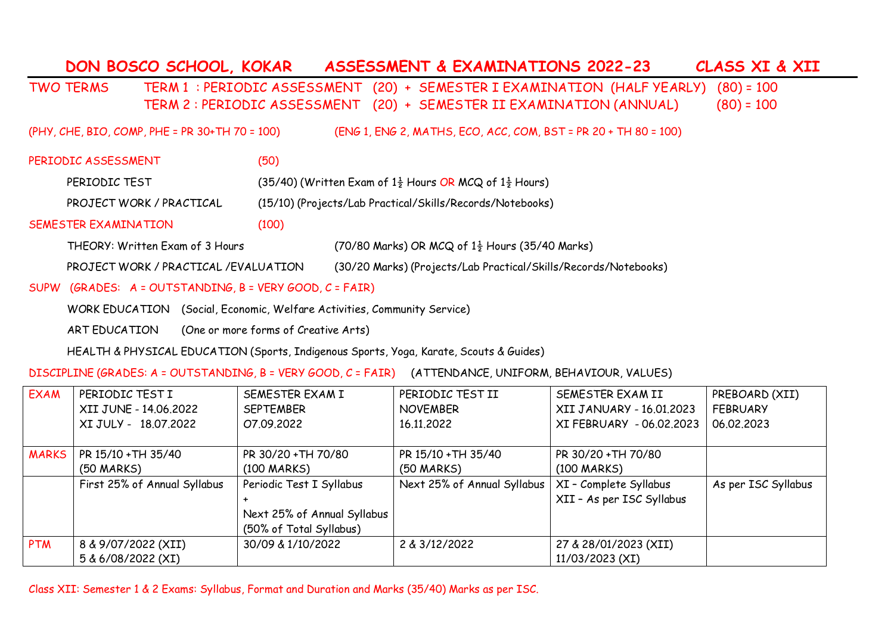# DON BOSCO SCHOOL, KOKAR ASSESSMENT & EXAMINATIONS 2022-23 CLASS XI & XII

TWO TERMS TERM 1 : PERIODIC ASSESSMENT (20) + SEMESTER I EXAMINATION (HALF YEARLY) (80) = 100
TERM 2 : PERIODIC ASSESSMENT (20) + SEMESTER II EXAMINATION (ANNUAL) (80) = 100

(PHY, CHE, BIO, COMP, PHE = PR 30+TH 70 = 100) (ENG 1, ENG 2, MATHS, ECO, ACC, COM, BST = PR 20 + TH 80 = 100)

PERIODIC ASSESSMENT (50)

- PERIODIC TEST (35/40) (Written Exam of $1\frac{1}{2}$ Hours OR MCQ of $1\frac{1}{2}$ Hours)
- PROJECT WORK / PRACTICAL (15/10) (Projects/Lab Practical/Skills/Records/Notebooks)

SEMESTER EXAMINATION (100)

- THEORY: Written Exam of 3 Hours (70/80 Marks) OR MCQ of $1\frac{1}{2}$ Hours (35/40 Marks)
- PROJECT WORK / PRACTICAL /EVALUATION (30/20 Marks) (Projects/Lab Practical/Skills/Records/Notebooks)

SUPW (GRADES: A = OUTSTANDING, B = VERY GOOD, C = FAIR)

- WORK EDUCATION (Social, Economic, Welfare Activities, Community Service)
- ART EDUCATION (One or more forms of Creative Arts)
- HEALTH & PHYSICAL EDUCATION (Sports, Indigenous Sports, Yoga, Karate, Scouts & Guides)

DISCIPLINE (GRADES: A = OUTSTANDING, B = VERY GOOD, C = FAIR) (ATTENDANCE, UNIFORM, BEHAVIOUR, VALUES)

| EXAM | PERIODIC TEST I<br>XII JUNE - 14.06.2022<br>XI JULY - 18.07.2022 | SEMESTER EXAM I<br>SEPTEMBER<br>07.09.2022 | PERIODIC TEST II<br>NOVEMBER<br>16.11.2022 | SEMESTER EXAM II<br>XII JANUARY - 16.01.2023<br>XI FEBRUARY - 06.02.2023 | PREBOARD (XII)<br>FEBRUARY<br>06.02.2023 |
|---|---|---|---|---|---|
| MARKS | PR 15/10 +TH 35/40<br>(50 MARKS) | PR 30/20 +TH 70/80<br>(100 MARKS) | PR 15/10 +TH 35/40<br>(50 MARKS) | PR 30/20 +TH 70/80<br>(100 MARKS) | |
| | First 25% of Annual Syllabus | Periodic Test I Syllabus<br>+<br>Next 25% of Annual Syllabus<br>(50% of Total Syllabus) | Next 25% of Annual Syllabus | XI – Complete Syllabus<br>XII – As per ISC Syllabus | As per ISC Syllabus |
| PTM | 8 & 9/07/2022 (XII)<br>5 & 6/08/2022 (XI) | 30/09 & 1/10/2022 | 2 & 3/12/2022 | 27 & 28/01/2023 (XII)<br>11/03/2023 (XI) | |

Class XII: Semester 1 & 2 Exams: Syllabus, Format and Duration and Marks (35/40) Marks as per ISC.